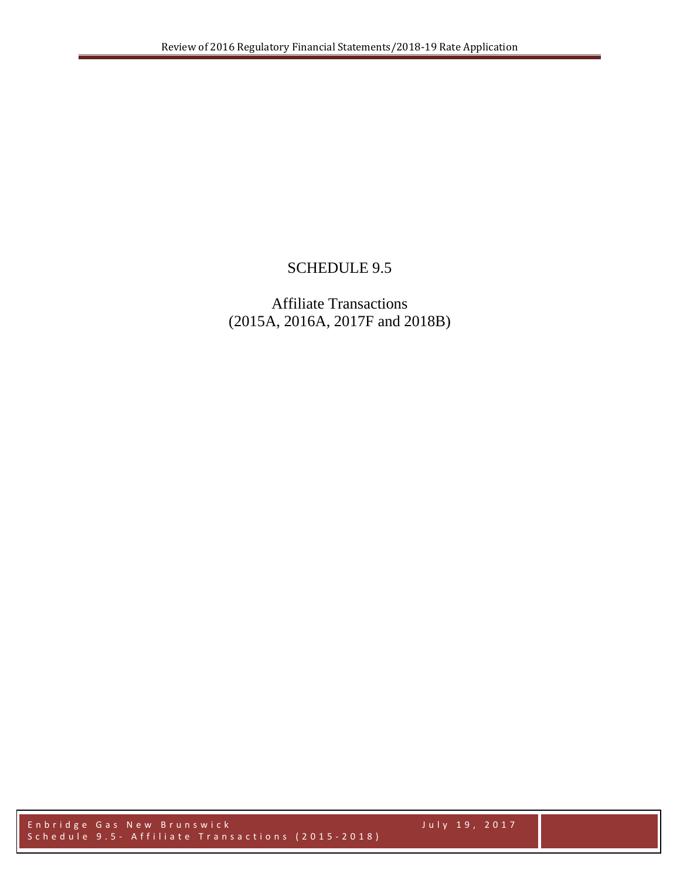# SCHEDULE 9.5

Affiliate Transactions
(2015A, 2016A, 2017F and 2018B)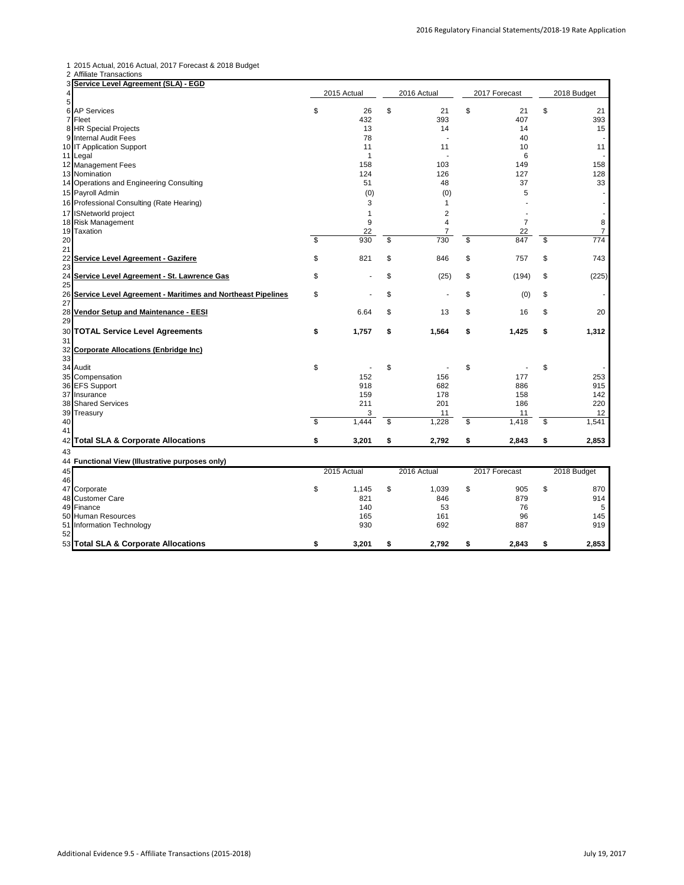2015 Actual, 2016 Actual, 2017 Forecast & 2018 Budget

Affiliate Transactions

| | 2015 Actual | 2016 Actual | 2017 Forecast | 2018 Budget |
|---|---|---|---|---|
| **Service Level Agreement (SLA) - EGD** | | | | |
| AP Services | $ 26 | $ 21 | $ 21 | $ 21 |
| Fleet | 432 | 393 | 407 | 393 |
| HR Special Projects | 13 | 14 | 14 | 15 |
| Internal Audit Fees | 78 | - | 40 | - |
| IT Application Support | 11 | 11 | 10 | 11 |
| Legal | 1 | - | 6 | - |
| Management Fees | 158 | 103 | 149 | 158 |
| Nomination | 124 | 126 | 127 | 128 |
| Operations and Engineering Consulting | 51 | 48 | 37 | 33 |
| Payroll Admin | (0) | (0) | 5 | - |
| Professional Consulting (Rate Hearing) | 3 | 1 | - | - |
| ISNetworld project | 1 | 2 | - | - |
| Risk Management | 9 | 4 | 7 | 8 |
| Taxation | 22 | 7 | 22 | 7 |
| | $ 930 | $ 730 | $ 847 | $ 774 |
| **Service Level Agreement - Gazifere** | $ 821 | $ 846 | $ 757 | $ 743 |
| **Service Level Agreement - St. Lawrence Gas** | $ - | $ (25) | $ (194) | $ (225) |
| **Service Level Agreement - Maritimes and Northeast Pipelines** | $ - | $ - | $ (0) | $ - |
| **Vendor Setup and Maintenance - EESI** | 6.64 | $ 13 | $ 16 | $ 20 |
| **TOTAL Service Level Agreements** | **$ 1,757** | **$ 1,564** | **$ 1,425** | **$ 1,312** |
| **Corporate Allocations (Enbridge Inc)** | | | | |
| Audit | $ - | $ - | $ - | $ - |
| Compensation | 152 | 156 | 177 | 253 |
| EFS Support | 918 | 682 | 886 | 915 |
| Insurance | 159 | 178 | 158 | 142 |
| Shared Services | 211 | 201 | 186 | 220 |
| Treasury | 3 | 11 | 11 | 12 |
| | $ 1,444 | $ 1,228 | $ 1,418 | $ 1,541 |
| **Total SLA & Corporate Allocations** | **$ 3,201** | **$ 2,792** | **$ 2,843** | **$ 2,853** |

**Functional View (Illustrative purposes only)**

| | 2015 Actual | 2016 Actual | 2017 Forecast | 2018 Budget |
|---|---|---|---|---|
| Corporate | $ 1,145 | $ 1,039 | $ 905 | $ 870 |
| Customer Care | 821 | 846 | 879 | 914 |
| Finance | 140 | 53 | 76 | 5 |
| Human Resources | 165 | 161 | 96 | 145 |
| Information Technology | 930 | 692 | 887 | 919 |
| **Total SLA & Corporate Allocations** | **$ 3,201** | **$ 2,792** | **$ 2,843** | **$ 2,853** |